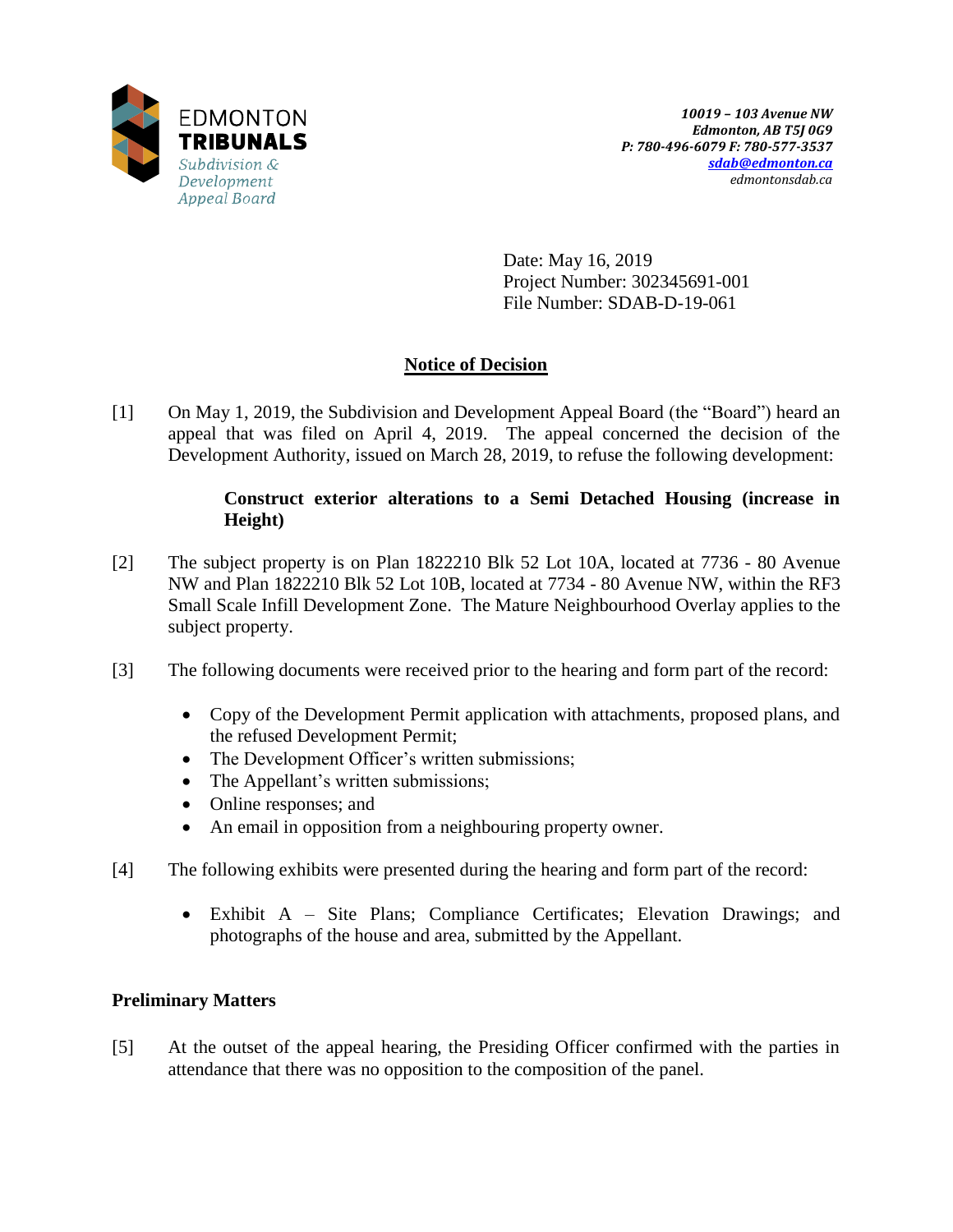EDMONTON **TRIBUNALS**
*Subdivision & Development Appeal Board*

*10019 – 103 Avenue NW*
*Edmonton, AB T5J 0G9*
*P: 780-496-6079 F: 780-577-3537*
*sdab@edmonton.ca*
*edmontonsdab.ca*

Date: May 16, 2019
Project Number: 302345691-001
File Number: SDAB-D-19-061

## Notice of Decision

[1] On May 1, 2019, the Subdivision and Development Appeal Board (the "Board") heard an appeal that was filed on April 4, 2019. The appeal concerned the decision of the Development Authority, issued on March 28, 2019, to refuse the following development:

> **Construct exterior alterations to a Semi Detached Housing (increase in Height)**

[2] The subject property is on Plan 1822210 Blk 52 Lot 10A, located at 7736 - 80 Avenue NW and Plan 1822210 Blk 52 Lot 10B, located at 7734 - 80 Avenue NW, within the RF3 Small Scale Infill Development Zone. The Mature Neighbourhood Overlay applies to the subject property.

[3] The following documents were received prior to the hearing and form part of the record:

- Copy of the Development Permit application with attachments, proposed plans, and the refused Development Permit;
- The Development Officer's written submissions;
- The Appellant's written submissions;
- Online responses; and
- An email in opposition from a neighbouring property owner.

[4] The following exhibits were presented during the hearing and form part of the record:

- Exhibit A – Site Plans; Compliance Certificates; Elevation Drawings; and photographs of the house and area, submitted by the Appellant.

### Preliminary Matters

[5] At the outset of the appeal hearing, the Presiding Officer confirmed with the parties in attendance that there was no opposition to the composition of the panel.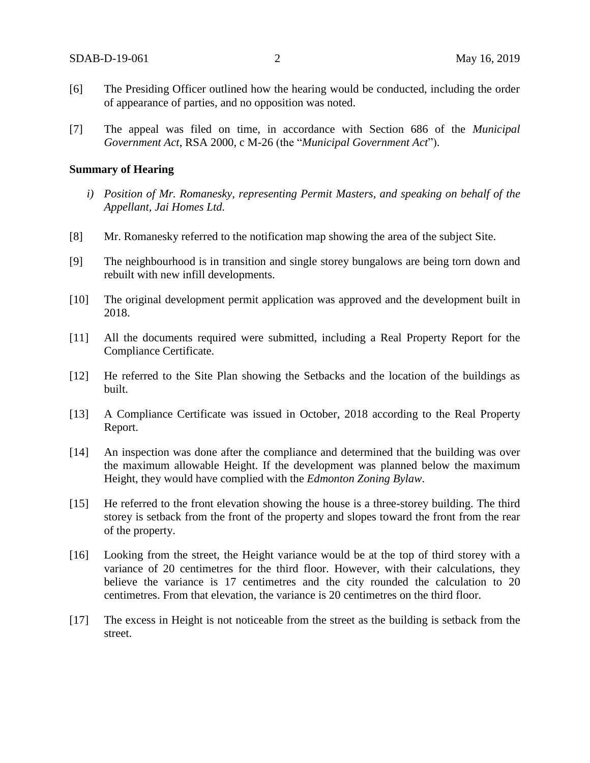[6] The Presiding Officer outlined how the hearing would be conducted, including the order of appearance of parties, and no opposition was noted.

[7] The appeal was filed on time, in accordance with Section 686 of the *Municipal Government Act*, RSA 2000, c M-26 (the "*Municipal Government Act*").

**Summary of Hearing**

*i) Position of Mr. Romanesky, representing Permit Masters, and speaking on behalf of the Appellant, Jai Homes Ltd.*

[8] Mr. Romanesky referred to the notification map showing the area of the subject Site.

[9] The neighbourhood is in transition and single storey bungalows are being torn down and rebuilt with new infill developments.

[10] The original development permit application was approved and the development built in 2018.

[11] All the documents required were submitted, including a Real Property Report for the Compliance Certificate.

[12] He referred to the Site Plan showing the Setbacks and the location of the buildings as built.

[13] A Compliance Certificate was issued in October, 2018 according to the Real Property Report.

[14] An inspection was done after the compliance and determined that the building was over the maximum allowable Height. If the development was planned below the maximum Height, they would have complied with the *Edmonton Zoning Bylaw*.

[15] He referred to the front elevation showing the house is a three-storey building. The third storey is setback from the front of the property and slopes toward the front from the rear of the property.

[16] Looking from the street, the Height variance would be at the top of third storey with a variance of 20 centimetres for the third floor. However, with their calculations, they believe the variance is 17 centimetres and the city rounded the calculation to 20 centimetres. From that elevation, the variance is 20 centimetres on the third floor.

[17] The excess in Height is not noticeable from the street as the building is setback from the street.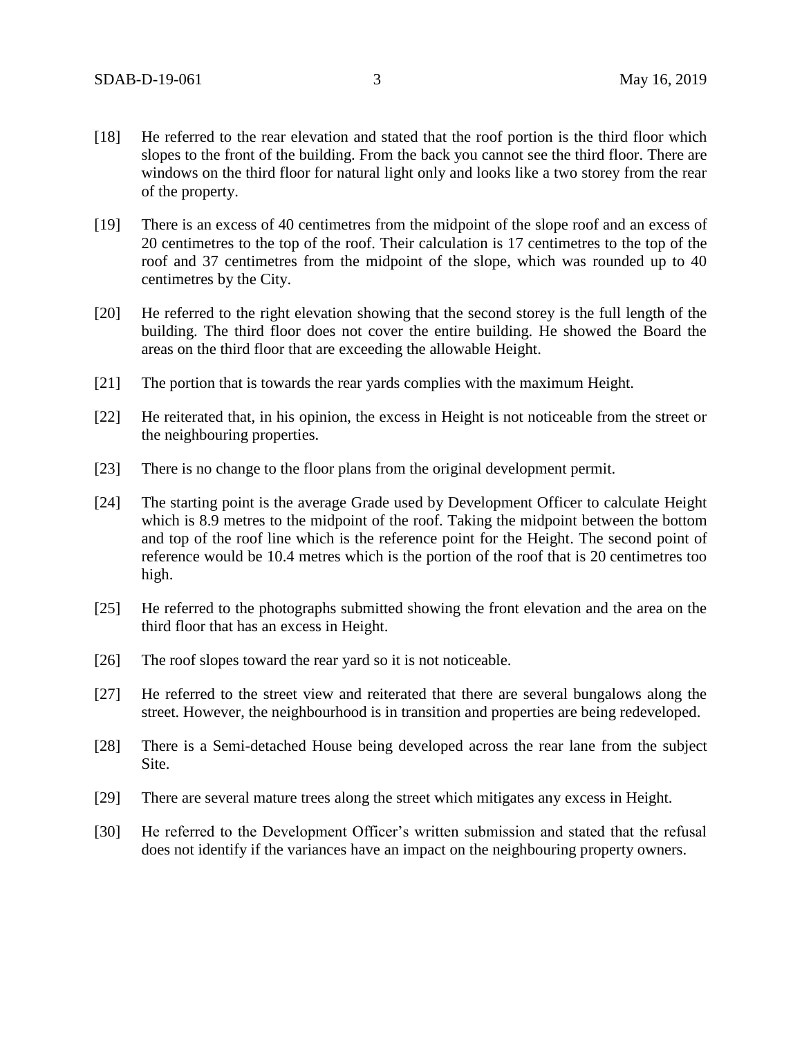[18] He referred to the rear elevation and stated that the roof portion is the third floor which slopes to the front of the building. From the back you cannot see the third floor. There are windows on the third floor for natural light only and looks like a two storey from the rear of the property.

[19] There is an excess of 40 centimetres from the midpoint of the slope roof and an excess of 20 centimetres to the top of the roof. Their calculation is 17 centimetres to the top of the roof and 37 centimetres from the midpoint of the slope, which was rounded up to 40 centimetres by the City.

[20] He referred to the right elevation showing that the second storey is the full length of the building. The third floor does not cover the entire building. He showed the Board the areas on the third floor that are exceeding the allowable Height.

[21] The portion that is towards the rear yards complies with the maximum Height.

[22] He reiterated that, in his opinion, the excess in Height is not noticeable from the street or the neighbouring properties.

[23] There is no change to the floor plans from the original development permit.

[24] The starting point is the average Grade used by Development Officer to calculate Height which is 8.9 metres to the midpoint of the roof. Taking the midpoint between the bottom and top of the roof line which is the reference point for the Height. The second point of reference would be 10.4 metres which is the portion of the roof that is 20 centimetres too high.

[25] He referred to the photographs submitted showing the front elevation and the area on the third floor that has an excess in Height.

[26] The roof slopes toward the rear yard so it is not noticeable.

[27] He referred to the street view and reiterated that there are several bungalows along the street. However, the neighbourhood is in transition and properties are being redeveloped.

[28] There is a Semi-detached House being developed across the rear lane from the subject Site.

[29] There are several mature trees along the street which mitigates any excess in Height.

[30] He referred to the Development Officer's written submission and stated that the refusal does not identify if the variances have an impact on the neighbouring property owners.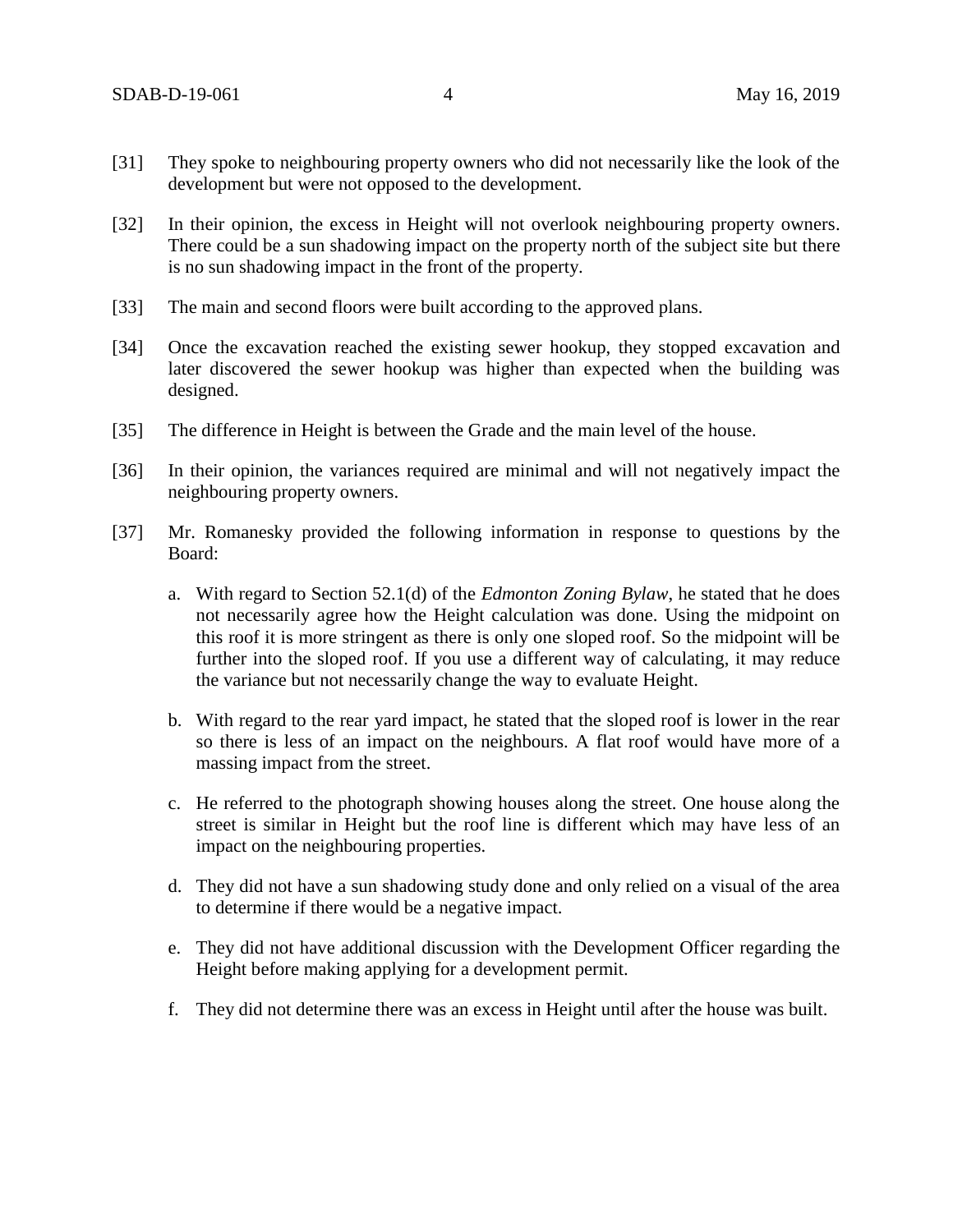[31] They spoke to neighbouring property owners who did not necessarily like the look of the development but were not opposed to the development.

[32] In their opinion, the excess in Height will not overlook neighbouring property owners. There could be a sun shadowing impact on the property north of the subject site but there is no sun shadowing impact in the front of the property.

[33] The main and second floors were built according to the approved plans.

[34] Once the excavation reached the existing sewer hookup, they stopped excavation and later discovered the sewer hookup was higher than expected when the building was designed.

[35] The difference in Height is between the Grade and the main level of the house.

[36] In their opinion, the variances required are minimal and will not negatively impact the neighbouring property owners.

[37] Mr. Romanesky provided the following information in response to questions by the Board:

a. With regard to Section 52.1(d) of the *Edmonton Zoning Bylaw*, he stated that he does not necessarily agree how the Height calculation was done. Using the midpoint on this roof it is more stringent as there is only one sloped roof. So the midpoint will be further into the sloped roof. If you use a different way of calculating, it may reduce the variance but not necessarily change the way to evaluate Height.

b. With regard to the rear yard impact, he stated that the sloped roof is lower in the rear so there is less of an impact on the neighbours. A flat roof would have more of a massing impact from the street.

c. He referred to the photograph showing houses along the street. One house along the street is similar in Height but the roof line is different which may have less of an impact on the neighbouring properties.

d. They did not have a sun shadowing study done and only relied on a visual of the area to determine if there would be a negative impact.

e. They did not have additional discussion with the Development Officer regarding the Height before making applying for a development permit.

f. They did not determine there was an excess in Height until after the house was built.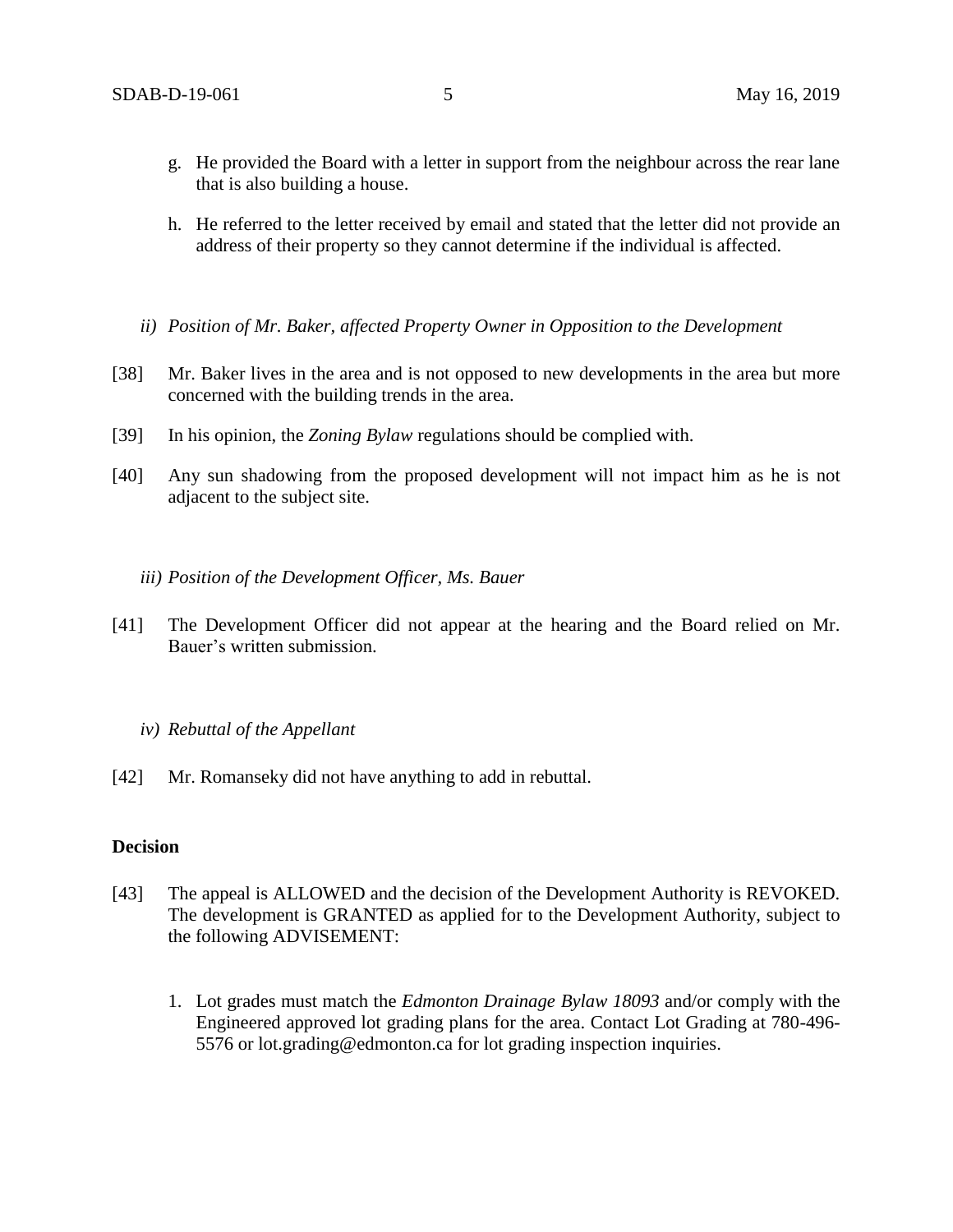g. He provided the Board with a letter in support from the neighbour across the rear lane that is also building a house.

h. He referred to the letter received by email and stated that the letter did not provide an address of their property so they cannot determine if the individual is affected.

*ii) Position of Mr. Baker, affected Property Owner in Opposition to the Development*

[38] Mr. Baker lives in the area and is not opposed to new developments in the area but more concerned with the building trends in the area.

[39] In his opinion, the *Zoning Bylaw* regulations should be complied with.

[40] Any sun shadowing from the proposed development will not impact him as he is not adjacent to the subject site.

*iii) Position of the Development Officer, Ms. Bauer*

[41] The Development Officer did not appear at the hearing and the Board relied on Mr. Bauer's written submission.

*iv) Rebuttal of the Appellant*

[42] Mr. Romanseky did not have anything to add in rebuttal.

**Decision**

[43] The appeal is ALLOWED and the decision of the Development Authority is REVOKED. The development is GRANTED as applied for to the Development Authority, subject to the following ADVISEMENT:

1. Lot grades must match the *Edmonton Drainage Bylaw 18093* and/or comply with the Engineered approved lot grading plans for the area. Contact Lot Grading at 780-496-5576 or lot.grading@edmonton.ca for lot grading inspection inquiries.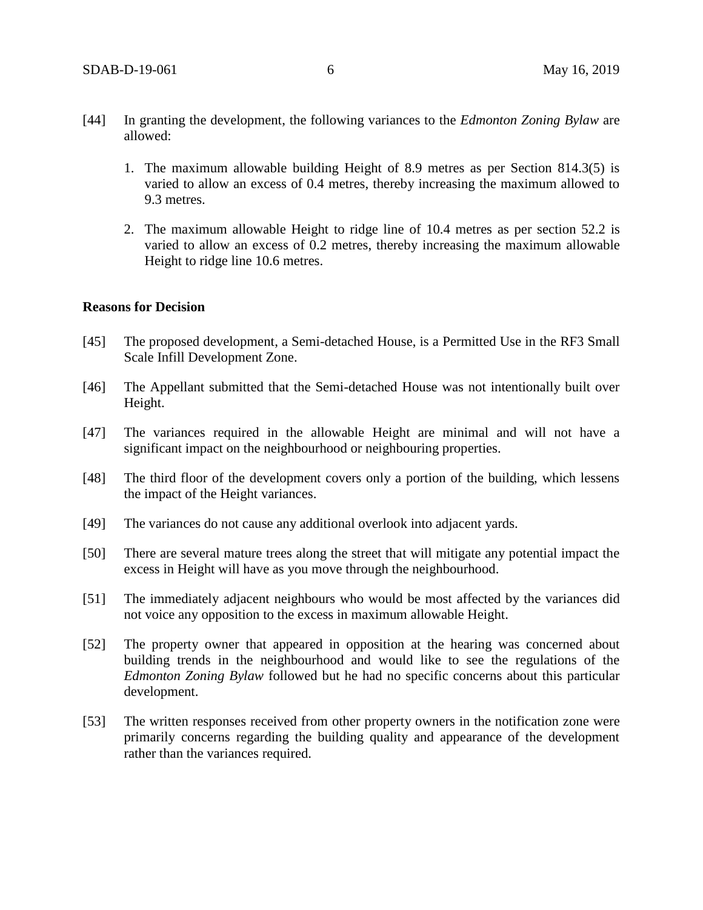[44] In granting the development, the following variances to the *Edmonton Zoning Bylaw* are allowed:

1. The maximum allowable building Height of 8.9 metres as per Section 814.3(5) is varied to allow an excess of 0.4 metres, thereby increasing the maximum allowed to 9.3 metres.

2. The maximum allowable Height to ridge line of 10.4 metres as per section 52.2 is varied to allow an excess of 0.2 metres, thereby increasing the maximum allowable Height to ridge line 10.6 metres.

**Reasons for Decision**

[45] The proposed development, a Semi-detached House, is a Permitted Use in the RF3 Small Scale Infill Development Zone.

[46] The Appellant submitted that the Semi-detached House was not intentionally built over Height.

[47] The variances required in the allowable Height are minimal and will not have a significant impact on the neighbourhood or neighbouring properties.

[48] The third floor of the development covers only a portion of the building, which lessens the impact of the Height variances.

[49] The variances do not cause any additional overlook into adjacent yards.

[50] There are several mature trees along the street that will mitigate any potential impact the excess in Height will have as you move through the neighbourhood.

[51] The immediately adjacent neighbours who would be most affected by the variances did not voice any opposition to the excess in maximum allowable Height.

[52] The property owner that appeared in opposition at the hearing was concerned about building trends in the neighbourhood and would like to see the regulations of the *Edmonton Zoning Bylaw* followed but he had no specific concerns about this particular development.

[53] The written responses received from other property owners in the notification zone were primarily concerns regarding the building quality and appearance of the development rather than the variances required.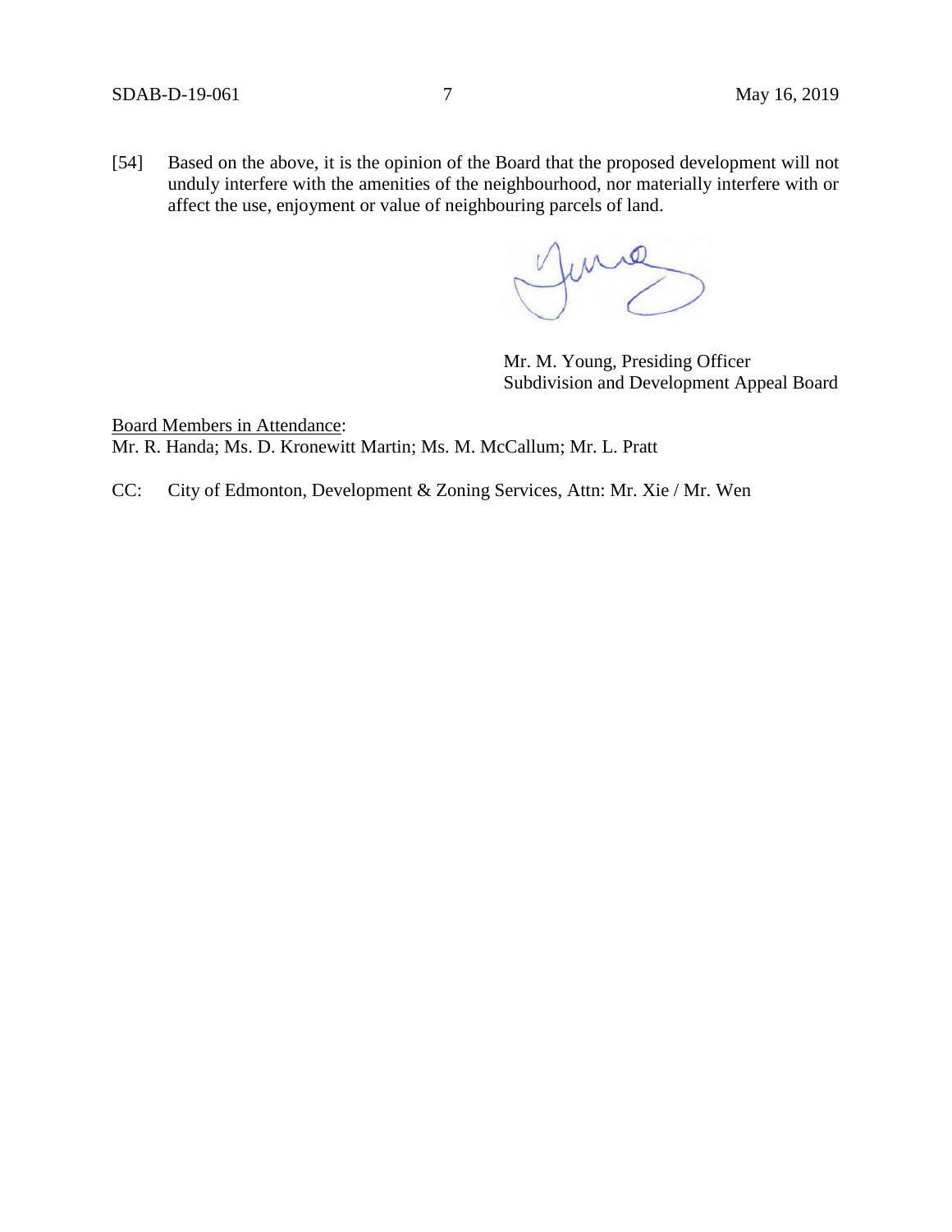[54] Based on the above, it is the opinion of the Board that the proposed development will not unduly interfere with the amenities of the neighbourhood, nor materially interfere with or affect the use, enjoyment or value of neighbouring parcels of land.

Mr. M. Young, Presiding Officer
Subdivision and Development Appeal Board

Board Members in Attendance:
Mr. R. Handa; Ms. D. Kronewitt Martin; Ms. M. McCallum; Mr. L. Pratt

CC: City of Edmonton, Development & Zoning Services, Attn: Mr. Xie / Mr. Wen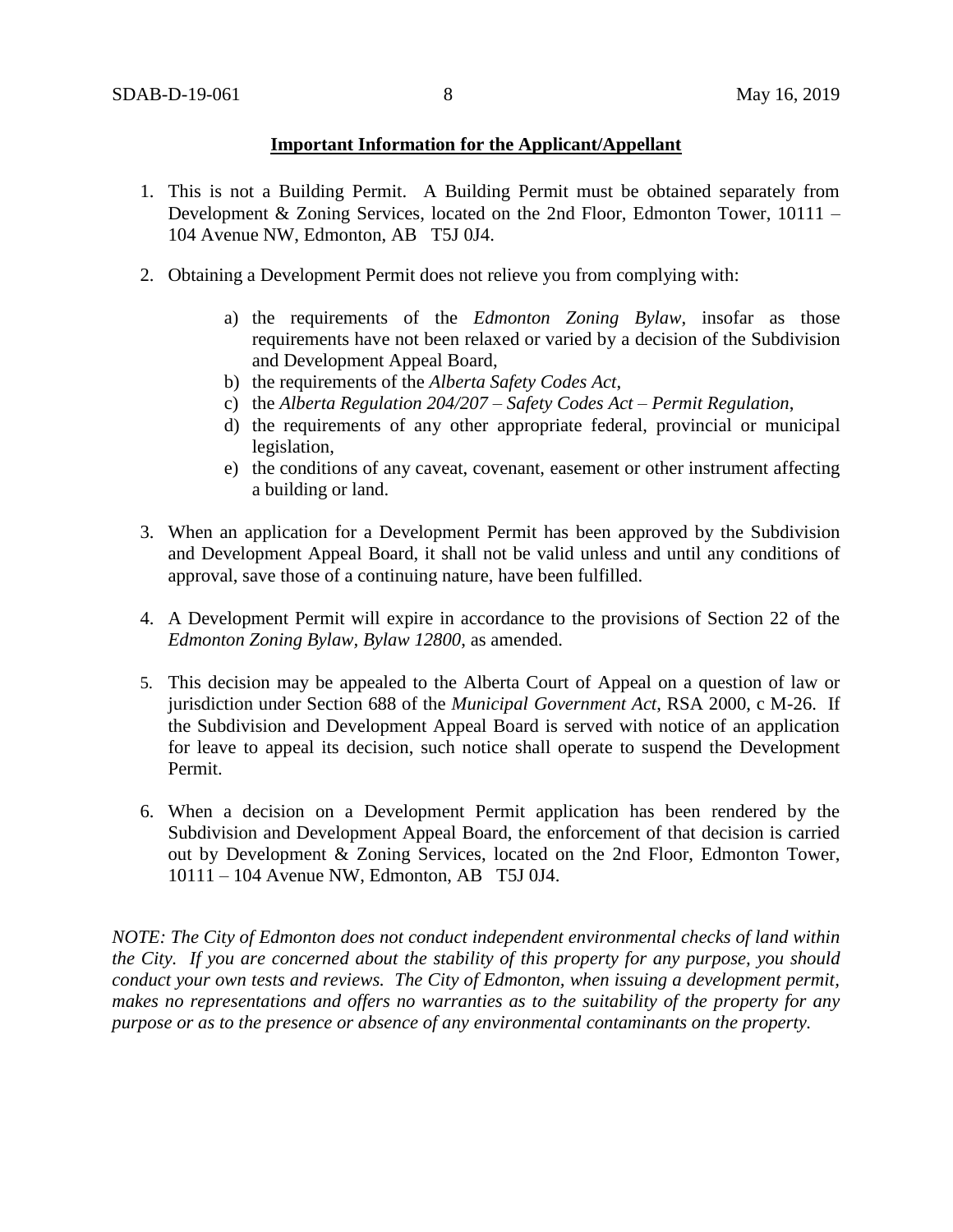**Important Information for the Applicant/Appellant**

1. This is not a Building Permit. A Building Permit must be obtained separately from Development & Zoning Services, located on the 2nd Floor, Edmonton Tower, 10111 – 104 Avenue NW, Edmonton, AB T5J 0J4.

2. Obtaining a Development Permit does not relieve you from complying with:

    a) the requirements of the *Edmonton Zoning Bylaw*, insofar as those requirements have not been relaxed or varied by a decision of the Subdivision and Development Appeal Board,
    b) the requirements of the *Alberta Safety Codes Act*,
    c) the *Alberta Regulation 204/207 – Safety Codes Act – Permit Regulation*,
    d) the requirements of any other appropriate federal, provincial or municipal legislation,
    e) the conditions of any caveat, covenant, easement or other instrument affecting a building or land.

3. When an application for a Development Permit has been approved by the Subdivision and Development Appeal Board, it shall not be valid unless and until any conditions of approval, save those of a continuing nature, have been fulfilled.

4. A Development Permit will expire in accordance to the provisions of Section 22 of the *Edmonton Zoning Bylaw, Bylaw 12800*, as amended.

5. This decision may be appealed to the Alberta Court of Appeal on a question of law or jurisdiction under Section 688 of the *Municipal Government Act*, RSA 2000, c M-26. If the Subdivision and Development Appeal Board is served with notice of an application for leave to appeal its decision, such notice shall operate to suspend the Development Permit.

6. When a decision on a Development Permit application has been rendered by the Subdivision and Development Appeal Board, the enforcement of that decision is carried out by Development & Zoning Services, located on the 2nd Floor, Edmonton Tower, 10111 – 104 Avenue NW, Edmonton, AB T5J 0J4.

*NOTE: The City of Edmonton does not conduct independent environmental checks of land within the City. If you are concerned about the stability of this property for any purpose, you should conduct your own tests and reviews. The City of Edmonton, when issuing a development permit, makes no representations and offers no warranties as to the suitability of the property for any purpose or as to the presence or absence of any environmental contaminants on the property.*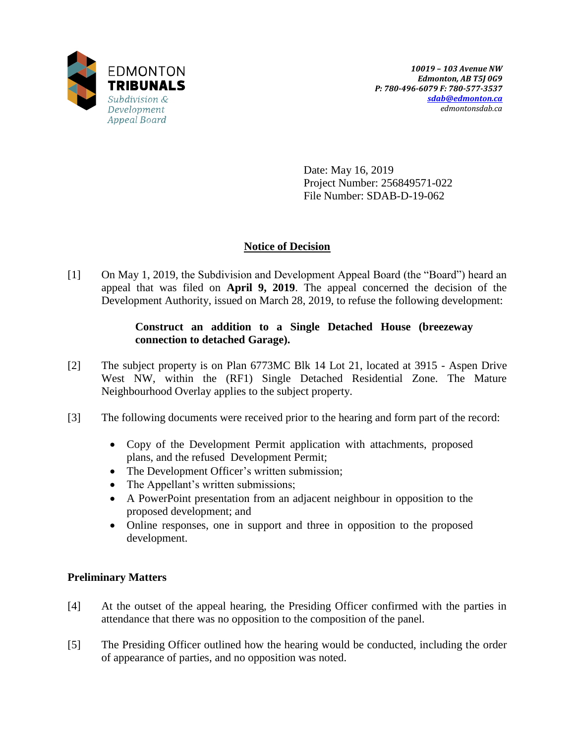EDMONTON **TRIBUNALS**
*Subdivision & Development Appeal Board*

*10019 – 103 Avenue NW*
*Edmonton, AB T5J 0G9*
*P: 780-496-6079 F: 780-577-3537*
*sdab@edmonton.ca*
*edmontonsdab.ca*

Date: May 16, 2019
Project Number: 256849571-022
File Number: SDAB-D-19-062

## Notice of Decision

[1] On May 1, 2019, the Subdivision and Development Appeal Board (the "Board") heard an appeal that was filed on **April 9, 2019**. The appeal concerned the decision of the Development Authority, issued on March 28, 2019, to refuse the following development:

> **Construct an addition to a Single Detached House (breezeway connection to detached Garage).**

[2] The subject property is on Plan 6773MC Blk 14 Lot 21, located at 3915 - Aspen Drive West NW, within the (RF1) Single Detached Residential Zone. The Mature Neighbourhood Overlay applies to the subject property.

[3] The following documents were received prior to the hearing and form part of the record:

- Copy of the Development Permit application with attachments, proposed plans, and the refused Development Permit;
- The Development Officer's written submission;
- The Appellant's written submissions;
- A PowerPoint presentation from an adjacent neighbour in opposition to the proposed development; and
- Online responses, one in support and three in opposition to the proposed development.

### Preliminary Matters

[4] At the outset of the appeal hearing, the Presiding Officer confirmed with the parties in attendance that there was no opposition to the composition of the panel.

[5] The Presiding Officer outlined how the hearing would be conducted, including the order of appearance of parties, and no opposition was noted.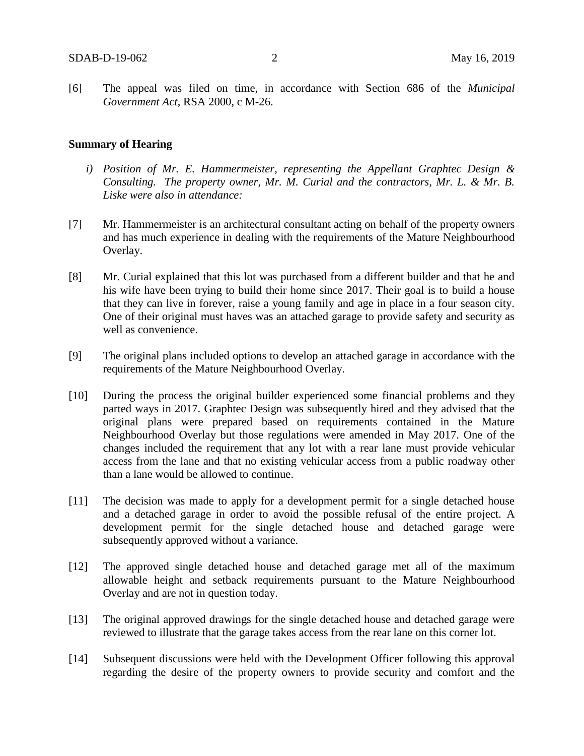[6] The appeal was filed on time, in accordance with Section 686 of the *Municipal Government Act*, RSA 2000, c M-26.

**Summary of Hearing**

*i) Position of Mr. E. Hammermeister, representing the Appellant Graphtec Design & Consulting. The property owner, Mr. M. Curial and the contractors, Mr. L. & Mr. B. Liske were also in attendance:*

[7] Mr. Hammermeister is an architectural consultant acting on behalf of the property owners and has much experience in dealing with the requirements of the Mature Neighbourhood Overlay.

[8] Mr. Curial explained that this lot was purchased from a different builder and that he and his wife have been trying to build their home since 2017. Their goal is to build a house that they can live in forever, raise a young family and age in place in a four season city. One of their original must haves was an attached garage to provide safety and security as well as convenience.

[9] The original plans included options to develop an attached garage in accordance with the requirements of the Mature Neighbourhood Overlay.

[10] During the process the original builder experienced some financial problems and they parted ways in 2017. Graphtec Design was subsequently hired and they advised that the original plans were prepared based on requirements contained in the Mature Neighbourhood Overlay but those regulations were amended in May 2017. One of the changes included the requirement that any lot with a rear lane must provide vehicular access from the lane and that no existing vehicular access from a public roadway other than a lane would be allowed to continue.

[11] The decision was made to apply for a development permit for a single detached house and a detached garage in order to avoid the possible refusal of the entire project. A development permit for the single detached house and detached garage were subsequently approved without a variance.

[12] The approved single detached house and detached garage met all of the maximum allowable height and setback requirements pursuant to the Mature Neighbourhood Overlay and are not in question today.

[13] The original approved drawings for the single detached house and detached garage were reviewed to illustrate that the garage takes access from the rear lane on this corner lot.

[14] Subsequent discussions were held with the Development Officer following this approval regarding the desire of the property owners to provide security and comfort and the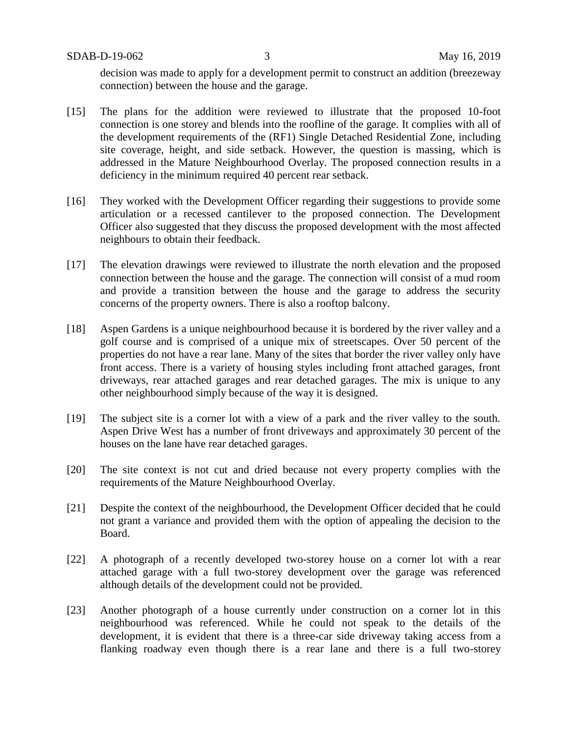decision was made to apply for a development permit to construct an addition (breezeway connection) between the house and the garage.

[15] The plans for the addition were reviewed to illustrate that the proposed 10-foot connection is one storey and blends into the roofline of the garage. It complies with all of the development requirements of the (RF1) Single Detached Residential Zone, including site coverage, height, and side setback. However, the question is massing, which is addressed in the Mature Neighbourhood Overlay. The proposed connection results in a deficiency in the minimum required 40 percent rear setback.

[16] They worked with the Development Officer regarding their suggestions to provide some articulation or a recessed cantilever to the proposed connection. The Development Officer also suggested that they discuss the proposed development with the most affected neighbours to obtain their feedback.

[17] The elevation drawings were reviewed to illustrate the north elevation and the proposed connection between the house and the garage. The connection will consist of a mud room and provide a transition between the house and the garage to address the security concerns of the property owners. There is also a rooftop balcony.

[18] Aspen Gardens is a unique neighbourhood because it is bordered by the river valley and a golf course and is comprised of a unique mix of streetscapes. Over 50 percent of the properties do not have a rear lane. Many of the sites that border the river valley only have front access. There is a variety of housing styles including front attached garages, front driveways, rear attached garages and rear detached garages. The mix is unique to any other neighbourhood simply because of the way it is designed.

[19] The subject site is a corner lot with a view of a park and the river valley to the south. Aspen Drive West has a number of front driveways and approximately 30 percent of the houses on the lane have rear detached garages.

[20] The site context is not cut and dried because not every property complies with the requirements of the Mature Neighbourhood Overlay.

[21] Despite the context of the neighbourhood, the Development Officer decided that he could not grant a variance and provided them with the option of appealing the decision to the Board.

[22] A photograph of a recently developed two-storey house on a corner lot with a rear attached garage with a full two-storey development over the garage was referenced although details of the development could not be provided.

[23] Another photograph of a house currently under construction on a corner lot in this neighbourhood was referenced. While he could not speak to the details of the development, it is evident that there is a three-car side driveway taking access from a flanking roadway even though there is a rear lane and there is a full two-storey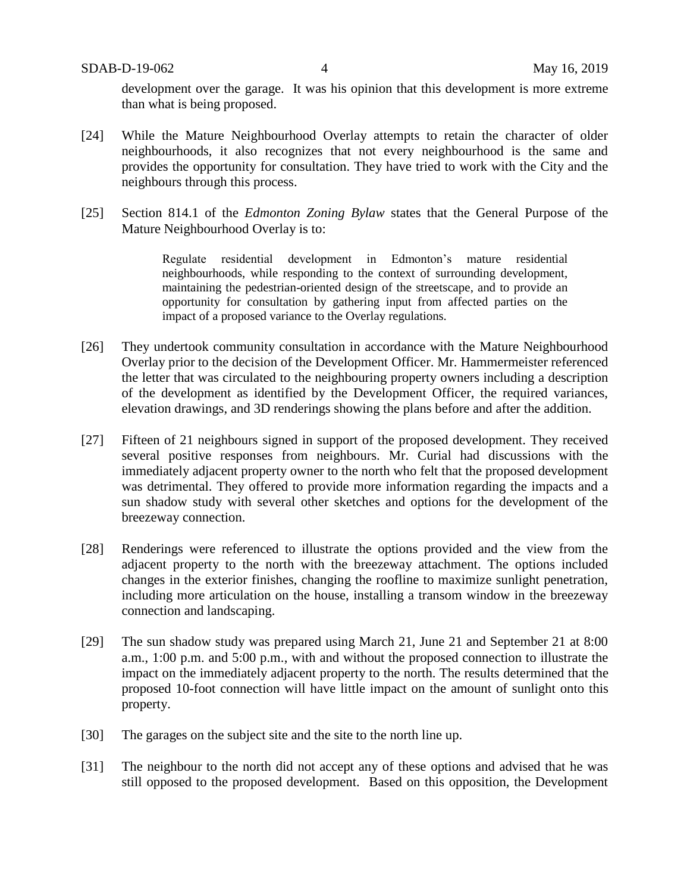development over the garage. It was his opinion that this development is more extreme than what is being proposed.

[24] While the Mature Neighbourhood Overlay attempts to retain the character of older neighbourhoods, it also recognizes that not every neighbourhood is the same and provides the opportunity for consultation. They have tried to work with the City and the neighbours through this process.

[25] Section 814.1 of the *Edmonton Zoning Bylaw* states that the General Purpose of the Mature Neighbourhood Overlay is to:

> Regulate residential development in Edmonton's mature residential neighbourhoods, while responding to the context of surrounding development, maintaining the pedestrian-oriented design of the streetscape, and to provide an opportunity for consultation by gathering input from affected parties on the impact of a proposed variance to the Overlay regulations.

[26] They undertook community consultation in accordance with the Mature Neighbourhood Overlay prior to the decision of the Development Officer. Mr. Hammermeister referenced the letter that was circulated to the neighbouring property owners including a description of the development as identified by the Development Officer, the required variances, elevation drawings, and 3D renderings showing the plans before and after the addition.

[27] Fifteen of 21 neighbours signed in support of the proposed development. They received several positive responses from neighbours. Mr. Curial had discussions with the immediately adjacent property owner to the north who felt that the proposed development was detrimental. They offered to provide more information regarding the impacts and a sun shadow study with several other sketches and options for the development of the breezeway connection.

[28] Renderings were referenced to illustrate the options provided and the view from the adjacent property to the north with the breezeway attachment. The options included changes in the exterior finishes, changing the roofline to maximize sunlight penetration, including more articulation on the house, installing a transom window in the breezeway connection and landscaping.

[29] The sun shadow study was prepared using March 21, June 21 and September 21 at 8:00 a.m., 1:00 p.m. and 5:00 p.m., with and without the proposed connection to illustrate the impact on the immediately adjacent property to the north. The results determined that the proposed 10-foot connection will have little impact on the amount of sunlight onto this property.

[30] The garages on the subject site and the site to the north line up.

[31] The neighbour to the north did not accept any of these options and advised that he was still opposed to the proposed development. Based on this opposition, the Development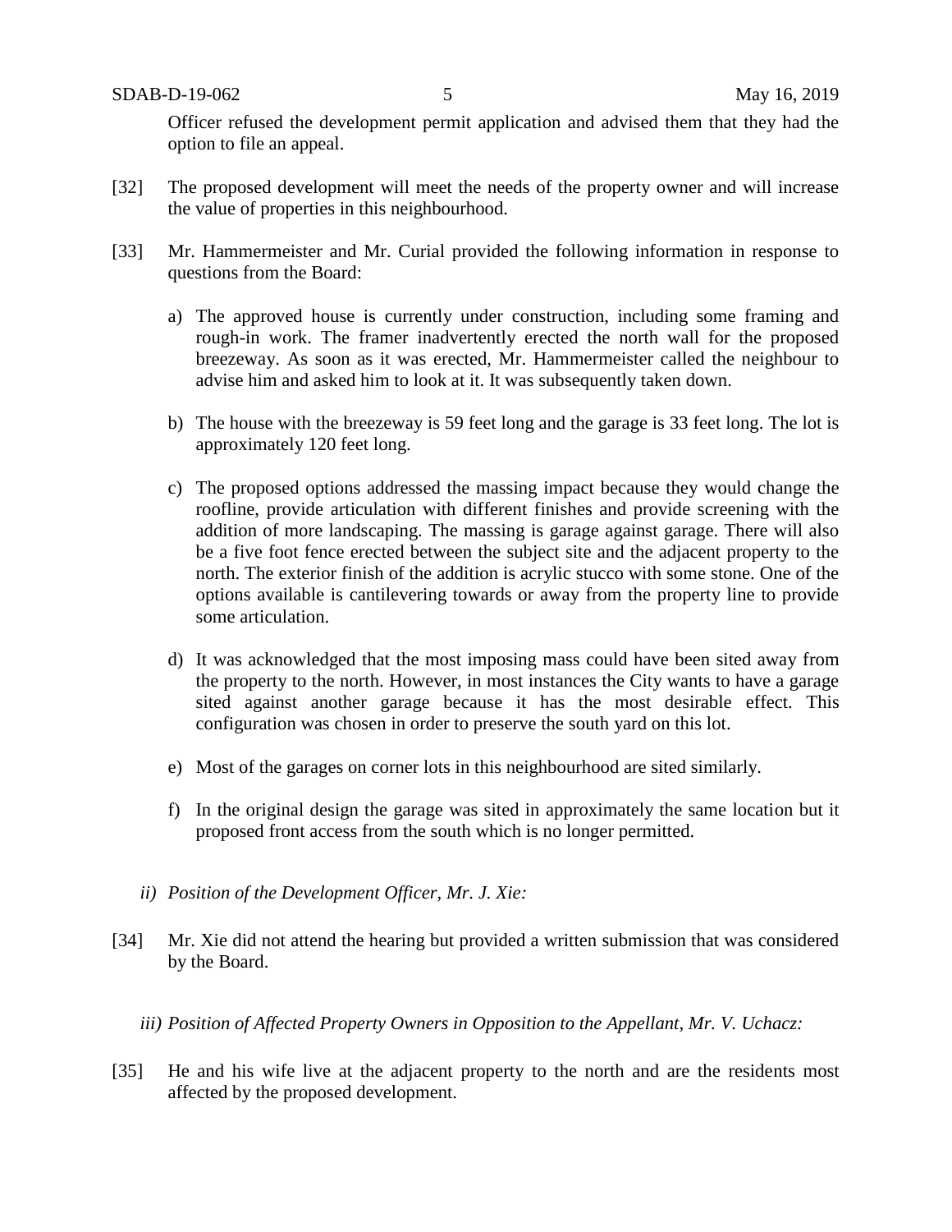Officer refused the development permit application and advised them that they had the option to file an appeal.

[32] The proposed development will meet the needs of the property owner and will increase the value of properties in this neighbourhood.

[33] Mr. Hammermeister and Mr. Curial provided the following information in response to questions from the Board:

a) The approved house is currently under construction, including some framing and rough-in work. The framer inadvertently erected the north wall for the proposed breezeway. As soon as it was erected, Mr. Hammermeister called the neighbour to advise him and asked him to look at it. It was subsequently taken down.

b) The house with the breezeway is 59 feet long and the garage is 33 feet long. The lot is approximately 120 feet long.

c) The proposed options addressed the massing impact because they would change the roofline, provide articulation with different finishes and provide screening with the addition of more landscaping. The massing is garage against garage. There will also be a five foot fence erected between the subject site and the adjacent property to the north. The exterior finish of the addition is acrylic stucco with some stone. One of the options available is cantilevering towards or away from the property line to provide some articulation.

d) It was acknowledged that the most imposing mass could have been sited away from the property to the north. However, in most instances the City wants to have a garage sited against another garage because it has the most desirable effect. This configuration was chosen in order to preserve the south yard on this lot.

e) Most of the garages on corner lots in this neighbourhood are sited similarly.

f) In the original design the garage was sited in approximately the same location but it proposed front access from the south which is no longer permitted.

*ii) Position of the Development Officer, Mr. J. Xie:*

[34] Mr. Xie did not attend the hearing but provided a written submission that was considered by the Board.

*iii) Position of Affected Property Owners in Opposition to the Appellant, Mr. V. Uchacz:*

[35] He and his wife live at the adjacent property to the north and are the residents most affected by the proposed development.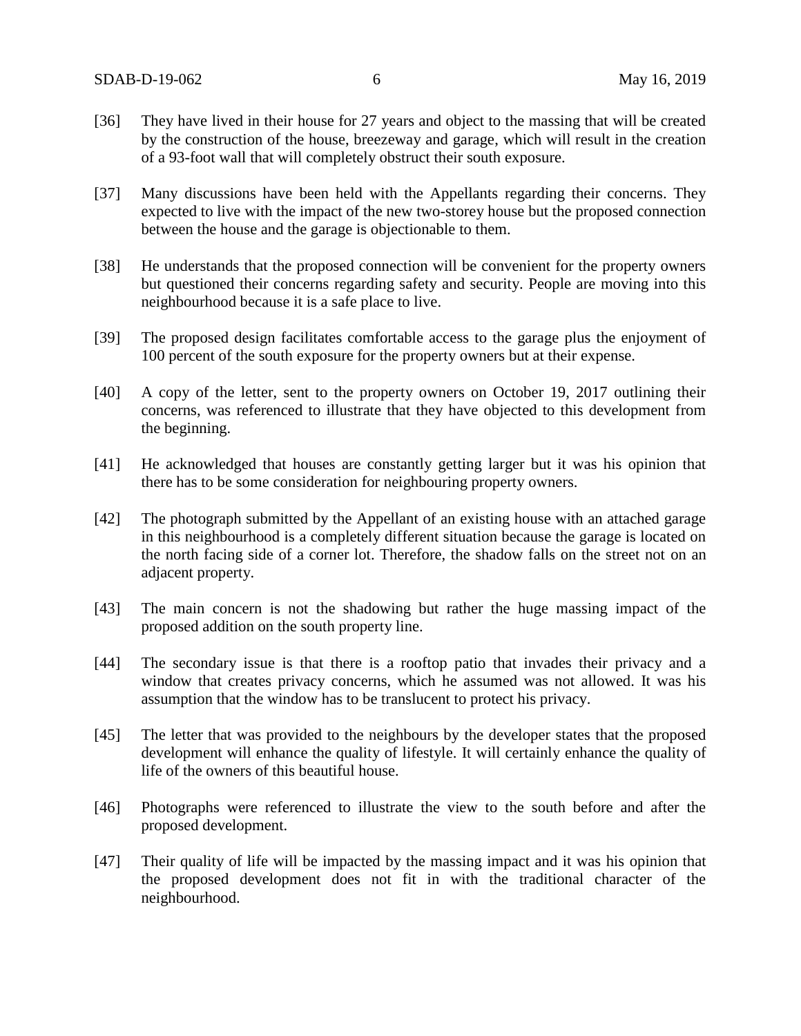[36] They have lived in their house for 27 years and object to the massing that will be created by the construction of the house, breezeway and garage, which will result in the creation of a 93-foot wall that will completely obstruct their south exposure.

[37] Many discussions have been held with the Appellants regarding their concerns. They expected to live with the impact of the new two-storey house but the proposed connection between the house and the garage is objectionable to them.

[38] He understands that the proposed connection will be convenient for the property owners but questioned their concerns regarding safety and security. People are moving into this neighbourhood because it is a safe place to live.

[39] The proposed design facilitates comfortable access to the garage plus the enjoyment of 100 percent of the south exposure for the property owners but at their expense.

[40] A copy of the letter, sent to the property owners on October 19, 2017 outlining their concerns, was referenced to illustrate that they have objected to this development from the beginning.

[41] He acknowledged that houses are constantly getting larger but it was his opinion that there has to be some consideration for neighbouring property owners.

[42] The photograph submitted by the Appellant of an existing house with an attached garage in this neighbourhood is a completely different situation because the garage is located on the north facing side of a corner lot. Therefore, the shadow falls on the street not on an adjacent property.

[43] The main concern is not the shadowing but rather the huge massing impact of the proposed addition on the south property line.

[44] The secondary issue is that there is a rooftop patio that invades their privacy and a window that creates privacy concerns, which he assumed was not allowed. It was his assumption that the window has to be translucent to protect his privacy.

[45] The letter that was provided to the neighbours by the developer states that the proposed development will enhance the quality of lifestyle. It will certainly enhance the quality of life of the owners of this beautiful house.

[46] Photographs were referenced to illustrate the view to the south before and after the proposed development.

[47] Their quality of life will be impacted by the massing impact and it was his opinion that the proposed development does not fit in with the traditional character of the neighbourhood.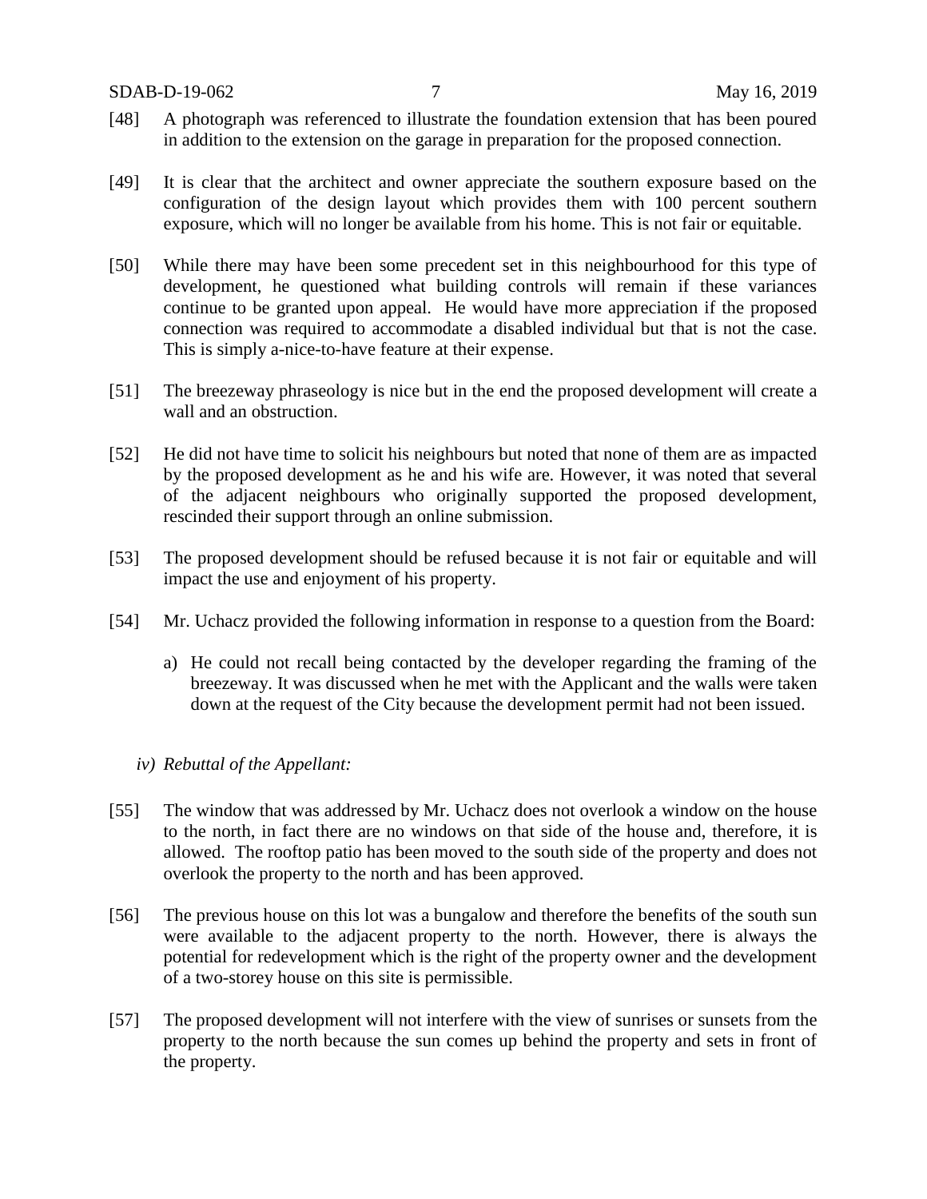[48] A photograph was referenced to illustrate the foundation extension that has been poured in addition to the extension on the garage in preparation for the proposed connection.

[49] It is clear that the architect and owner appreciate the southern exposure based on the configuration of the design layout which provides them with 100 percent southern exposure, which will no longer be available from his home. This is not fair or equitable.

[50] While there may have been some precedent set in this neighbourhood for this type of development, he questioned what building controls will remain if these variances continue to be granted upon appeal. He would have more appreciation if the proposed connection was required to accommodate a disabled individual but that is not the case. This is simply a-nice-to-have feature at their expense.

[51] The breezeway phraseology is nice but in the end the proposed development will create a wall and an obstruction.

[52] He did not have time to solicit his neighbours but noted that none of them are as impacted by the proposed development as he and his wife are. However, it was noted that several of the adjacent neighbours who originally supported the proposed development, rescinded their support through an online submission.

[53] The proposed development should be refused because it is not fair or equitable and will impact the use and enjoyment of his property.

[54] Mr. Uchacz provided the following information in response to a question from the Board:

a) He could not recall being contacted by the developer regarding the framing of the breezeway. It was discussed when he met with the Applicant and the walls were taken down at the request of the City because the development permit had not been issued.

*iv) Rebuttal of the Appellant:*

[55] The window that was addressed by Mr. Uchacz does not overlook a window on the house to the north, in fact there are no windows on that side of the house and, therefore, it is allowed. The rooftop patio has been moved to the south side of the property and does not overlook the property to the north and has been approved.

[56] The previous house on this lot was a bungalow and therefore the benefits of the south sun were available to the adjacent property to the north. However, there is always the potential for redevelopment which is the right of the property owner and the development of a two-storey house on this site is permissible.

[57] The proposed development will not interfere with the view of sunrises or sunsets from the property to the north because the sun comes up behind the property and sets in front of the property.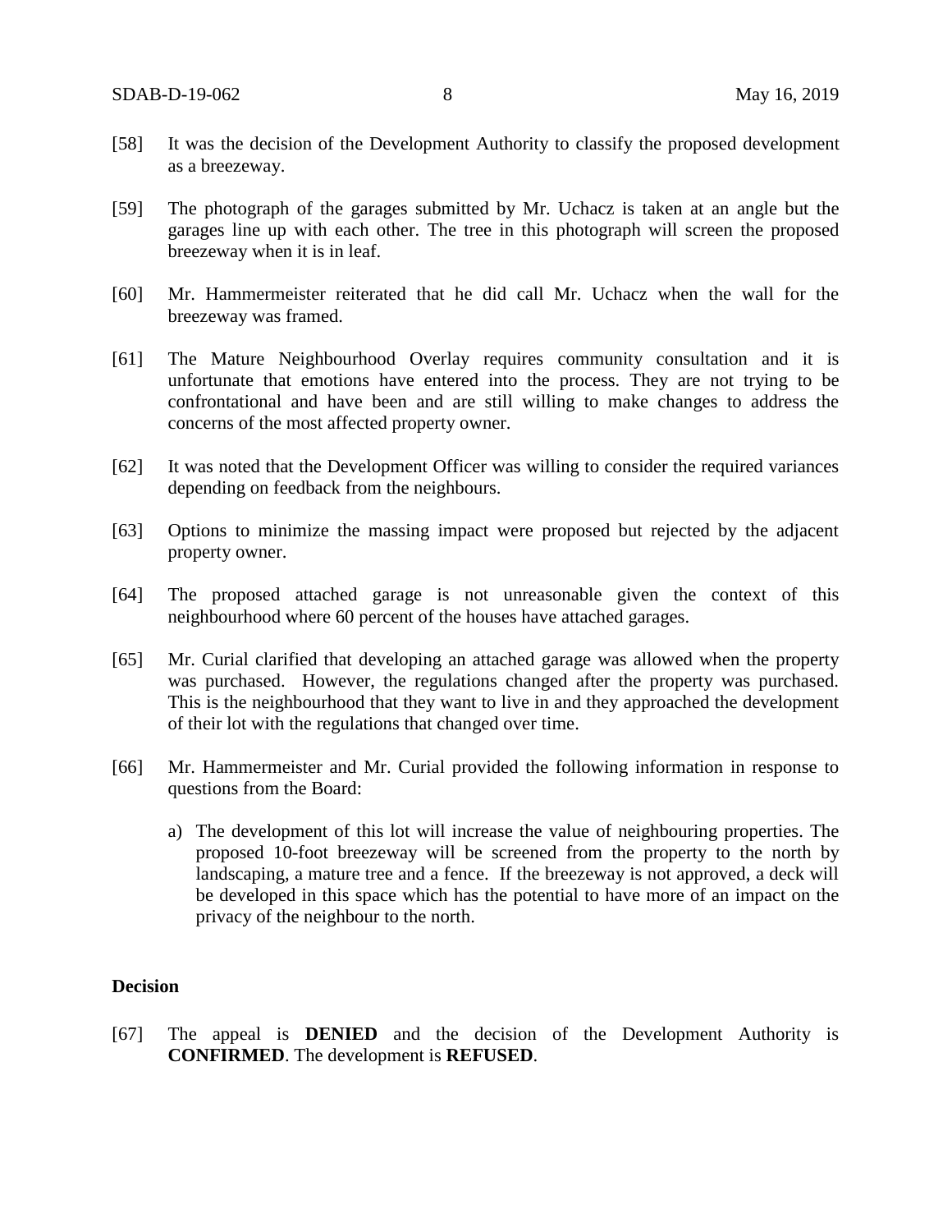[58] It was the decision of the Development Authority to classify the proposed development as a breezeway.

[59] The photograph of the garages submitted by Mr. Uchacz is taken at an angle but the garages line up with each other. The tree in this photograph will screen the proposed breezeway when it is in leaf.

[60] Mr. Hammermeister reiterated that he did call Mr. Uchacz when the wall for the breezeway was framed.

[61] The Mature Neighbourhood Overlay requires community consultation and it is unfortunate that emotions have entered into the process. They are not trying to be confrontational and have been and are still willing to make changes to address the concerns of the most affected property owner.

[62] It was noted that the Development Officer was willing to consider the required variances depending on feedback from the neighbours.

[63] Options to minimize the massing impact were proposed but rejected by the adjacent property owner.

[64] The proposed attached garage is not unreasonable given the context of this neighbourhood where 60 percent of the houses have attached garages.

[65] Mr. Curial clarified that developing an attached garage was allowed when the property was purchased. However, the regulations changed after the property was purchased. This is the neighbourhood that they want to live in and they approached the development of their lot with the regulations that changed over time.

[66] Mr. Hammermeister and Mr. Curial provided the following information in response to questions from the Board:

a) The development of this lot will increase the value of neighbouring properties. The proposed 10-foot breezeway will be screened from the property to the north by landscaping, a mature tree and a fence. If the breezeway is not approved, a deck will be developed in this space which has the potential to have more of an impact on the privacy of the neighbour to the north.

**Decision**

[67] The appeal is **DENIED** and the decision of the Development Authority is **CONFIRMED**. The development is **REFUSED**.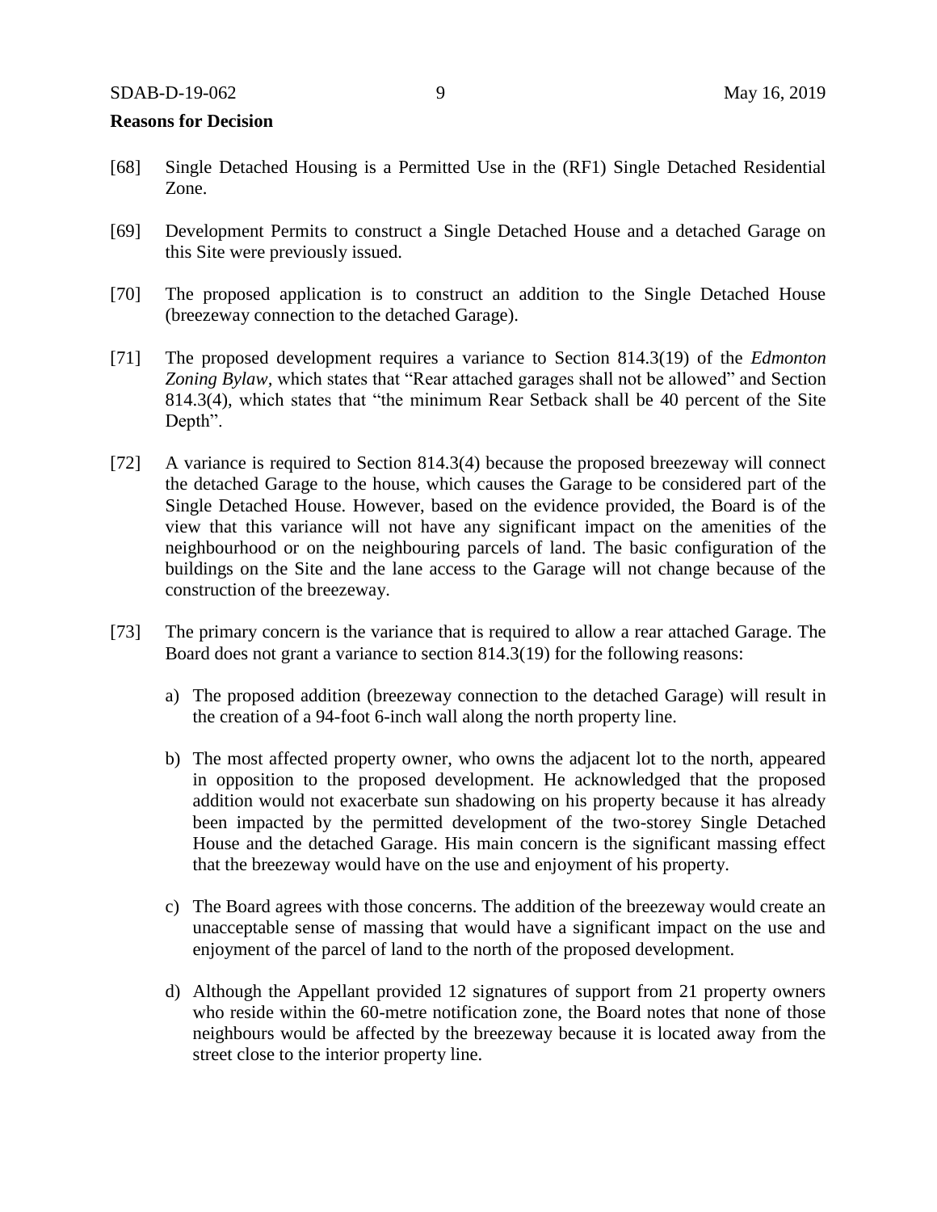**Reasons for Decision**

[68] Single Detached Housing is a Permitted Use in the (RF1) Single Detached Residential Zone.

[69] Development Permits to construct a Single Detached House and a detached Garage on this Site were previously issued.

[70] The proposed application is to construct an addition to the Single Detached House (breezeway connection to the detached Garage).

[71] The proposed development requires a variance to Section 814.3(19) of the *Edmonton Zoning Bylaw*, which states that "Rear attached garages shall not be allowed" and Section 814.3(4), which states that "the minimum Rear Setback shall be 40 percent of the Site Depth".

[72] A variance is required to Section 814.3(4) because the proposed breezeway will connect the detached Garage to the house, which causes the Garage to be considered part of the Single Detached House. However, based on the evidence provided, the Board is of the view that this variance will not have any significant impact on the amenities of the neighbourhood or on the neighbouring parcels of land. The basic configuration of the buildings on the Site and the lane access to the Garage will not change because of the construction of the breezeway.

[73] The primary concern is the variance that is required to allow a rear attached Garage. The Board does not grant a variance to section 814.3(19) for the following reasons:

a) The proposed addition (breezeway connection to the detached Garage) will result in the creation of a 94-foot 6-inch wall along the north property line.

b) The most affected property owner, who owns the adjacent lot to the north, appeared in opposition to the proposed development. He acknowledged that the proposed addition would not exacerbate sun shadowing on his property because it has already been impacted by the permitted development of the two-storey Single Detached House and the detached Garage. His main concern is the significant massing effect that the breezeway would have on the use and enjoyment of his property.

c) The Board agrees with those concerns. The addition of the breezeway would create an unacceptable sense of massing that would have a significant impact on the use and enjoyment of the parcel of land to the north of the proposed development.

d) Although the Appellant provided 12 signatures of support from 21 property owners who reside within the 60-metre notification zone, the Board notes that none of those neighbours would be affected by the breezeway because it is located away from the street close to the interior property line.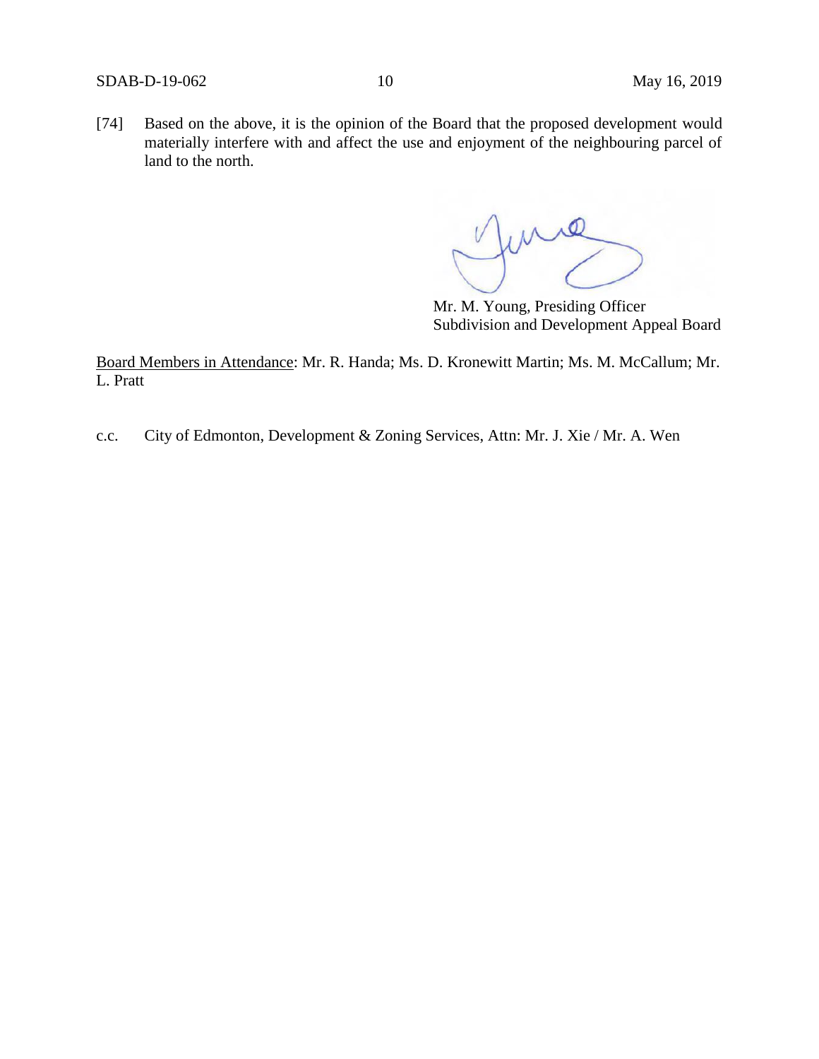[74] Based on the above, it is the opinion of the Board that the proposed development would materially interfere with and affect the use and enjoyment of the neighbouring parcel of land to the north.

Mr. M. Young, Presiding Officer
Subdivision and Development Appeal Board

Board Members in Attendance: Mr. R. Handa; Ms. D. Kronewitt Martin; Ms. M. McCallum; Mr. L. Pratt

c.c. City of Edmonton, Development & Zoning Services, Attn: Mr. J. Xie / Mr. A. Wen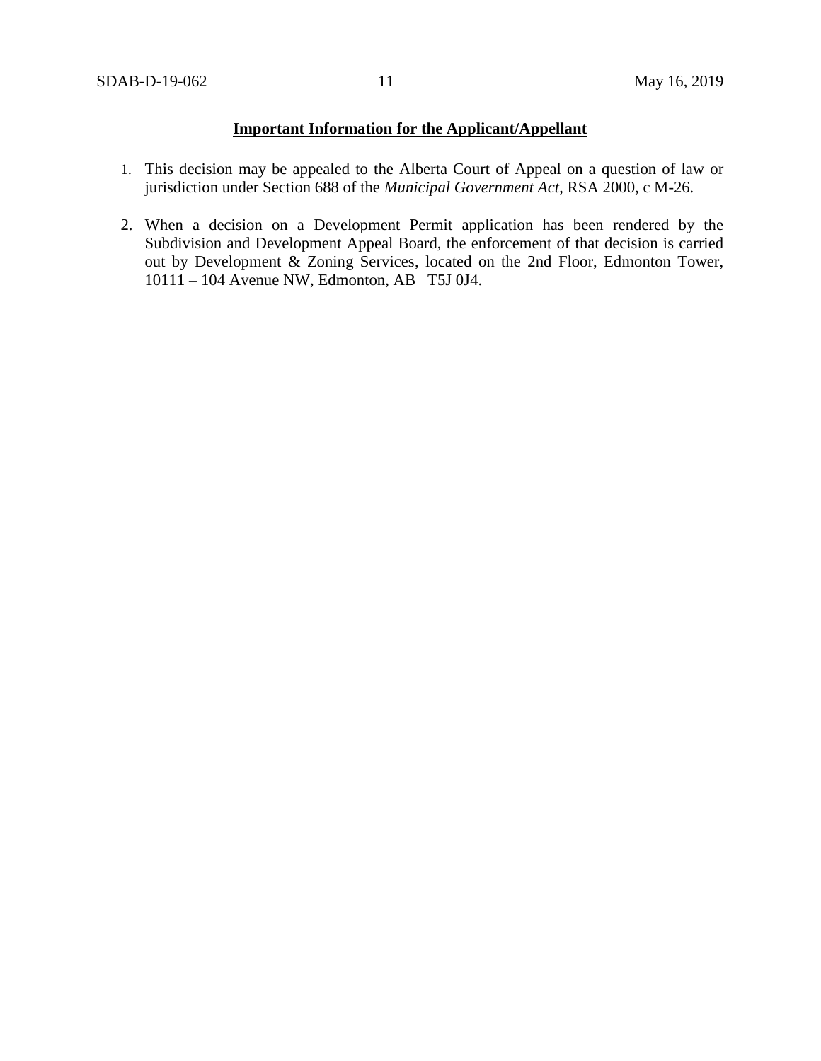**Important Information for the Applicant/Appellant**

1. This decision may be appealed to the Alberta Court of Appeal on a question of law or jurisdiction under Section 688 of the *Municipal Government Act*, RSA 2000, c M-26.

2. When a decision on a Development Permit application has been rendered by the Subdivision and Development Appeal Board, the enforcement of that decision is carried out by Development & Zoning Services, located on the 2nd Floor, Edmonton Tower, 10111 – 104 Avenue NW, Edmonton, AB T5J 0J4.